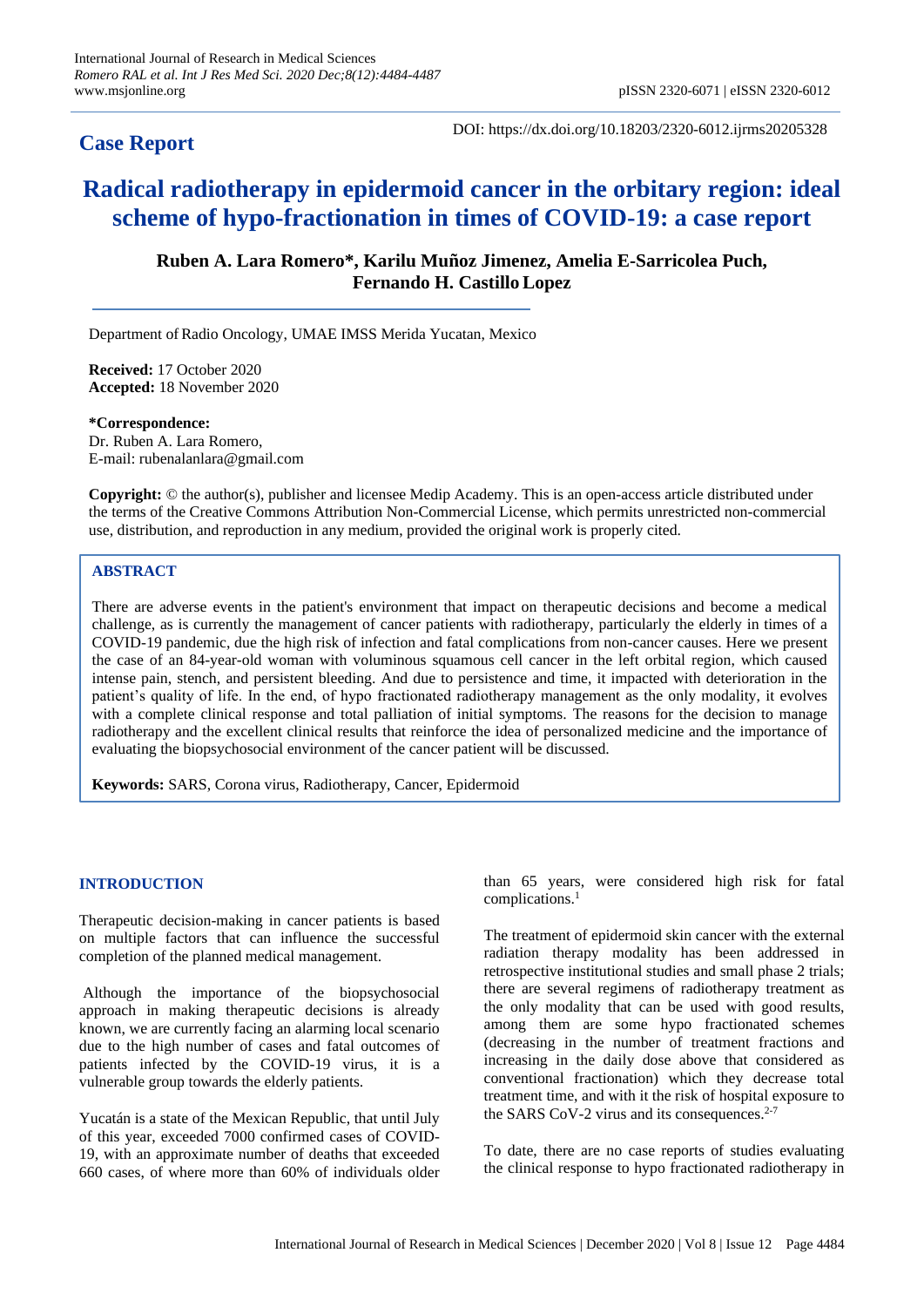International Journal of Research in Medical Sciences
*Romero RAL et al. Int J Res Med Sci. 2020 Dec;8(12):4484-4487*
www.msjonline.org

pISSN 2320-6071 | eISSN 2320-6012

## Case Report

DOI: https://dx.doi.org/10.18203/2320-6012.ijrms20205328

# Radical radiotherapy in epidermoid cancer in the orbitary region: ideal scheme of hypo-fractionation in times of COVID-19: a case report

**Ruben A. Lara Romero\*, Karilu Muñoz Jimenez, Amelia E-Sarricolea Puch, Fernando H. Castillo Lopez**

Department of Radio Oncology, UMAE IMSS Merida Yucatan, Mexico

**Received:** 17 October 2020
**Accepted:** 18 November 2020

**\*Correspondence:**
Dr. Ruben A. Lara Romero,
E-mail: rubenalanlara@gmail.com

**Copyright:** © the author(s), publisher and licensee Medip Academy. This is an open-access article distributed under the terms of the Creative Commons Attribution Non-Commercial License, which permits unrestricted non-commercial use, distribution, and reproduction in any medium, provided the original work is properly cited.

## ABSTRACT

There are adverse events in the patient's environment that impact on therapeutic decisions and become a medical challenge, as is currently the management of cancer patients with radiotherapy, particularly the elderly in times of a COVID-19 pandemic, due the high risk of infection and fatal complications from non-cancer causes. Here we present the case of an 84-year-old woman with voluminous squamous cell cancer in the left orbital region, which caused intense pain, stench, and persistent bleeding. And due to persistence and time, it impacted with deterioration in the patient's quality of life. In the end, of hypo fractionated radiotherapy management as the only modality, it evolves with a complete clinical response and total palliation of initial symptoms. The reasons for the decision to manage radiotherapy and the excellent clinical results that reinforce the idea of personalized medicine and the importance of evaluating the biopsychosocial environment of the cancer patient will be discussed.

**Keywords:** SARS, Corona virus, Radiotherapy, Cancer, Epidermoid

## INTRODUCTION

Therapeutic decision-making in cancer patients is based on multiple factors that can influence the successful completion of the planned medical management.

Although the importance of the biopsychosocial approach in making therapeutic decisions is already known, we are currently facing an alarming local scenario due to the high number of cases and fatal outcomes of patients infected by the COVID-19 virus, it is a vulnerable group towards the elderly patients.

Yucatán is a state of the Mexican Republic, that until July of this year, exceeded 7000 confirmed cases of COVID-19, with an approximate number of deaths that exceeded 660 cases, of where more than 60% of individuals older than 65 years, were considered high risk for fatal complications.[1]

The treatment of epidermoid skin cancer with the external radiation therapy modality has been addressed in retrospective institutional studies and small phase 2 trials; there are several regimens of radiotherapy treatment as the only modality that can be used with good results, among them are some hypo fractionated schemes (decreasing in the number of treatment fractions and increasing in the daily dose above that considered as conventional fractionation) which they decrease total treatment time, and with it the risk of hospital exposure to the SARS CoV-2 virus and its consequences.[2-7]

To date, there are no case reports of studies evaluating the clinical response to hypo fractionated radiotherapy in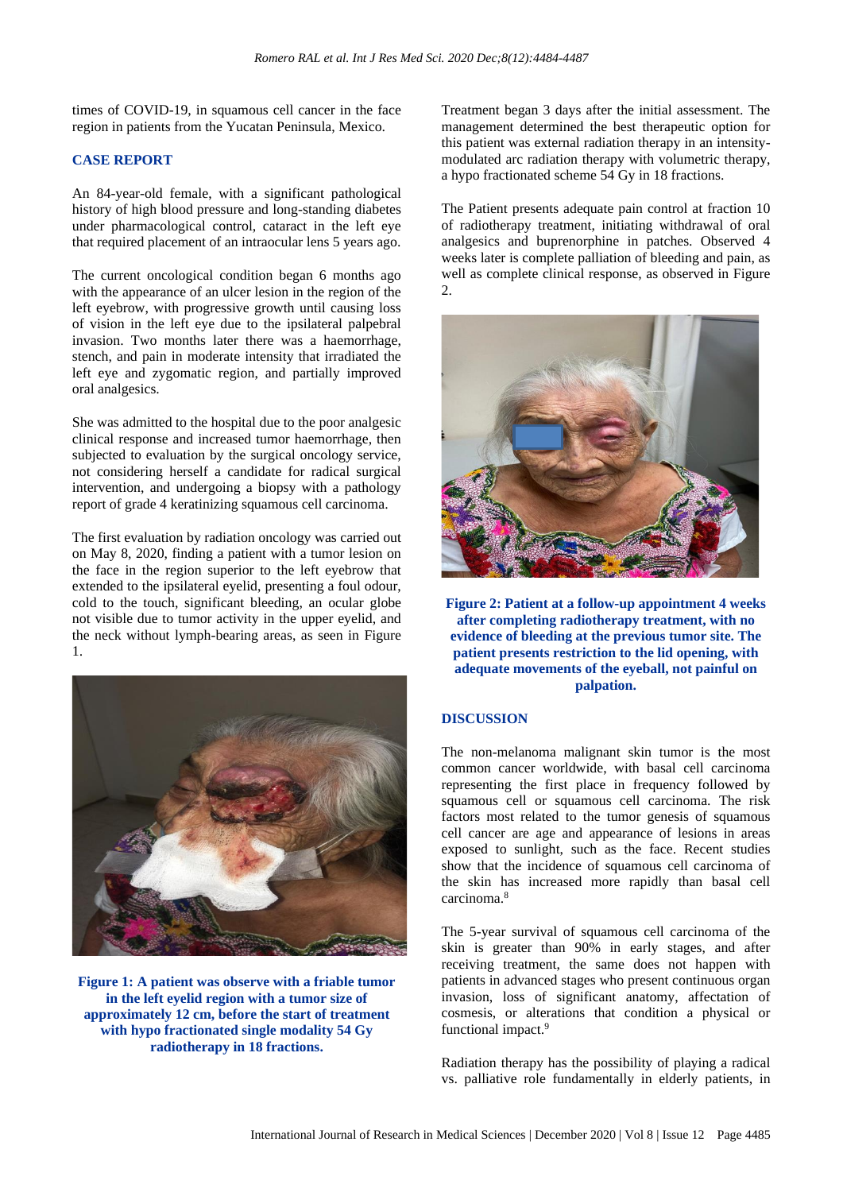times of COVID-19, in squamous cell cancer in the face region in patients from the Yucatan Peninsula, Mexico.

## CASE REPORT

An 84-year-old female, with a significant pathological history of high blood pressure and long-standing diabetes under pharmacological control, cataract in the left eye that required placement of an intraocular lens 5 years ago.

The current oncological condition began 6 months ago with the appearance of an ulcer lesion in the region of the left eyebrow, with progressive growth until causing loss of vision in the left eye due to the ipsilateral palpebral invasion. Two months later there was a haemorrhage, stench, and pain in moderate intensity that irradiated the left eye and zygomatic region, and partially improved oral analgesics.

She was admitted to the hospital due to the poor analgesic clinical response and increased tumor haemorrhage, then subjected to evaluation by the surgical oncology service, not considering herself a candidate for radical surgical intervention, and undergoing a biopsy with a pathology report of grade 4 keratinizing squamous cell carcinoma.

The first evaluation by radiation oncology was carried out on May 8, 2020, finding a patient with a tumor lesion on the face in the region superior to the left eyebrow that extended to the ipsilateral eyelid, presenting a foul odour, cold to the touch, significant bleeding, an ocular globe not visible due to tumor activity in the upper eyelid, and the neck without lymph-bearing areas, as seen in Figure 1.

**Figure 1: A patient was observe with a friable tumor in the left eyelid region with a tumor size of approximately 12 cm, before the start of treatment with hypo fractionated single modality 54 Gy radiotherapy in 18 fractions.**

Treatment began 3 days after the initial assessment. The management determined the best therapeutic option for this patient was external radiation therapy in an intensity-modulated arc radiation therapy with volumetric therapy, a hypo fractionated scheme 54 Gy in 18 fractions.

The Patient presents adequate pain control at fraction 10 of radiotherapy treatment, initiating withdrawal of oral analgesics and buprenorphine in patches. Observed 4 weeks later is complete palliation of bleeding and pain, as well as complete clinical response, as observed in Figure 2.

**Figure 2: Patient at a follow-up appointment 4 weeks after completing radiotherapy treatment, with no evidence of bleeding at the previous tumor site. The patient presents restriction to the lid opening, with adequate movements of the eyeball, not painful on palpation.**

## DISCUSSION

The non-melanoma malignant skin tumor is the most common cancer worldwide, with basal cell carcinoma representing the first place in frequency followed by squamous cell or squamous cell carcinoma. The risk factors most related to the tumor genesis of squamous cell cancer are age and appearance of lesions in areas exposed to sunlight, such as the face. Recent studies show that the incidence of squamous cell carcinoma of the skin has increased more rapidly than basal cell carcinoma.[8]

The 5-year survival of squamous cell carcinoma of the skin is greater than 90% in early stages, and after receiving treatment, the same does not happen with patients in advanced stages who present continuous organ invasion, loss of significant anatomy, affectation of cosmesis, or alterations that condition a physical or functional impact.[9]

Radiation therapy has the possibility of playing a radical vs. palliative role fundamentally in elderly patients, in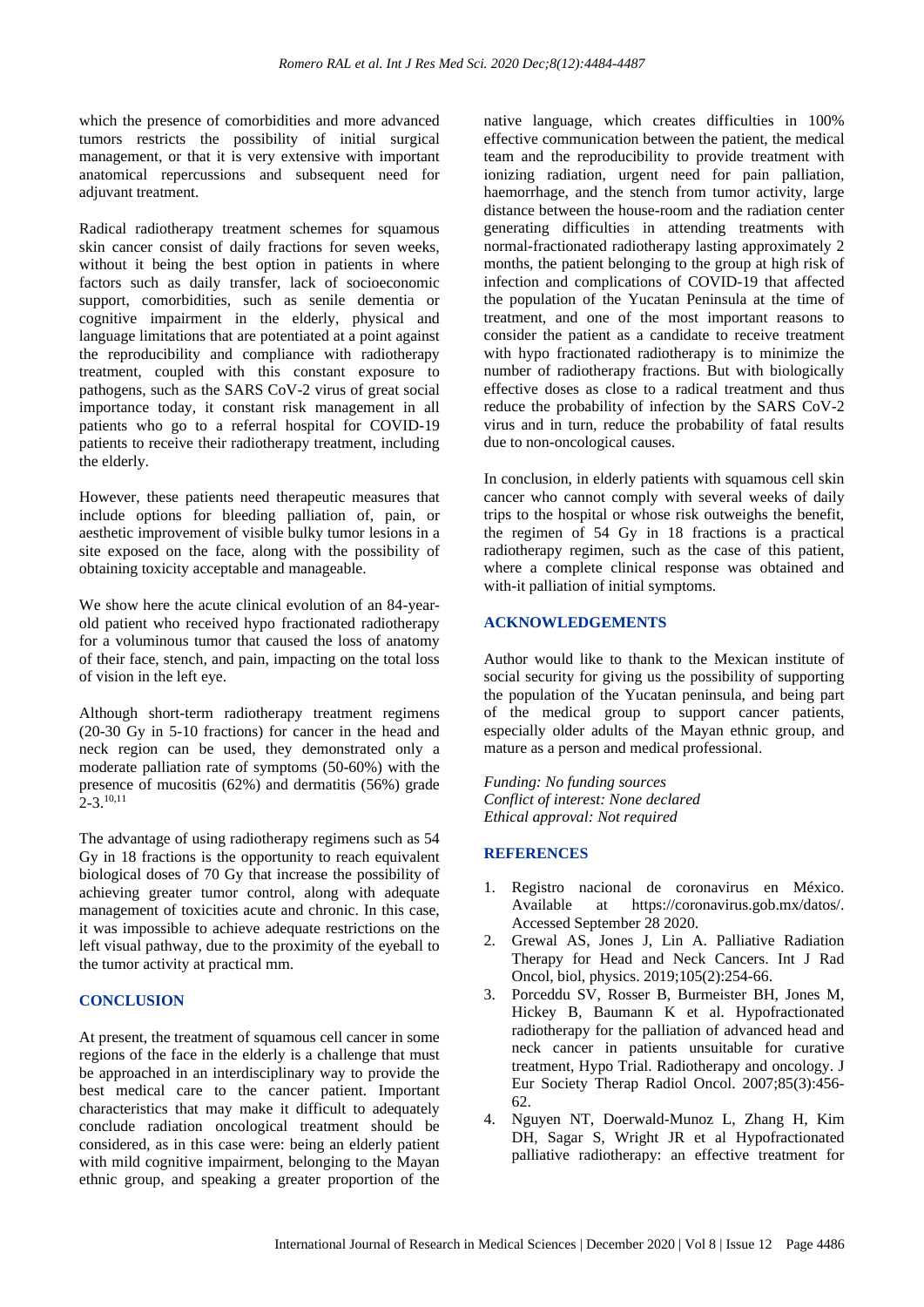which the presence of comorbidities and more advanced tumors restricts the possibility of initial surgical management, or that it is very extensive with important anatomical repercussions and subsequent need for adjuvant treatment.

Radical radiotherapy treatment schemes for squamous skin cancer consist of daily fractions for seven weeks, without it being the best option in patients in where factors such as daily transfer, lack of socioeconomic support, comorbidities, such as senile dementia or cognitive impairment in the elderly, physical and language limitations that are potentiated at a point against the reproducibility and compliance with radiotherapy treatment, coupled with this constant exposure to pathogens, such as the SARS CoV-2 virus of great social importance today, it constant risk management in all patients who go to a referral hospital for COVID-19 patients to receive their radiotherapy treatment, including the elderly.

However, these patients need therapeutic measures that include options for bleeding palliation of, pain, or aesthetic improvement of visible bulky tumor lesions in a site exposed on the face, along with the possibility of obtaining toxicity acceptable and manageable.

We show here the acute clinical evolution of an 84-year-old patient who received hypo fractionated radiotherapy for a voluminous tumor that caused the loss of anatomy of their face, stench, and pain, impacting on the total loss of vision in the left eye.

Although short-term radiotherapy treatment regimens (20-30 Gy in 5-10 fractions) for cancer in the head and neck region can be used, they demonstrated only a moderate palliation rate of symptoms (50-60%) with the presence of mucositis (62%) and dermatitis (56%) grade 2-3.[10,11]

The advantage of using radiotherapy regimens such as 54 Gy in 18 fractions is the opportunity to reach equivalent biological doses of 70 Gy that increase the possibility of achieving greater tumor control, along with adequate management of toxicities acute and chronic. In this case, it was impossible to achieve adequate restrictions on the left visual pathway, due to the proximity of the eyeball to the tumor activity at practical mm.

## CONCLUSION

At present, the treatment of squamous cell cancer in some regions of the face in the elderly is a challenge that must be approached in an interdisciplinary way to provide the best medical care to the cancer patient. Important characteristics that may make it difficult to adequately conclude radiation oncological treatment should be considered, as in this case were: being an elderly patient with mild cognitive impairment, belonging to the Mayan ethnic group, and speaking a greater proportion of the native language, which creates difficulties in 100% effective communication between the patient, the medical team and the reproducibility to provide treatment with ionizing radiation, urgent need for pain palliation, haemorrhage, and the stench from tumor activity, large distance between the house-room and the radiation center generating difficulties in attending treatments with normal-fractionated radiotherapy lasting approximately 2 months, the patient belonging to the group at high risk of infection and complications of COVID-19 that affected the population of the Yucatan Peninsula at the time of treatment, and one of the most important reasons to consider the patient as a candidate to receive treatment with hypo fractionated radiotherapy is to minimize the number of radiotherapy fractions. But with biologically effective doses as close to a radical treatment and thus reduce the probability of infection by the SARS CoV-2 virus and in turn, reduce the probability of fatal results due to non-oncological causes.

In conclusion, in elderly patients with squamous cell skin cancer who cannot comply with several weeks of daily trips to the hospital or whose risk outweighs the benefit, the regimen of 54 Gy in 18 fractions is a practical radiotherapy regimen, such as the case of this patient, where a complete clinical response was obtained and with-it palliation of initial symptoms.

## ACKNOWLEDGEMENTS

Author would like to thank to the Mexican institute of social security for giving us the possibility of supporting the population of the Yucatan peninsula, and being part of the medical group to support cancer patients, especially older adults of the Mayan ethnic group, and mature as a person and medical professional.

*Funding: No funding sources*
*Conflict of interest: None declared*
*Ethical approval: Not required*

## REFERENCES

1. Registro nacional de coronavirus en México. Available at https://coronavirus.gob.mx/datos/. Accessed September 28 2020.
2. Grewal AS, Jones J, Lin A. Palliative Radiation Therapy for Head and Neck Cancers. Int J Rad Oncol, biol, physics. 2019;105(2):254-66.
3. Porceddu SV, Rosser B, Burmeister BH, Jones M, Hickey B, Baumann K et al. Hypofractionated radiotherapy for the palliation of advanced head and neck cancer in patients unsuitable for curative treatment, Hypo Trial. Radiotherapy and oncology. J Eur Society Therap Radiol Oncol. 2007;85(3):456-62.
4. Nguyen NT, Doerwald-Munoz L, Zhang H, Kim DH, Sagar S, Wright JR et al Hypofractionated palliative radiotherapy: an effective treatment for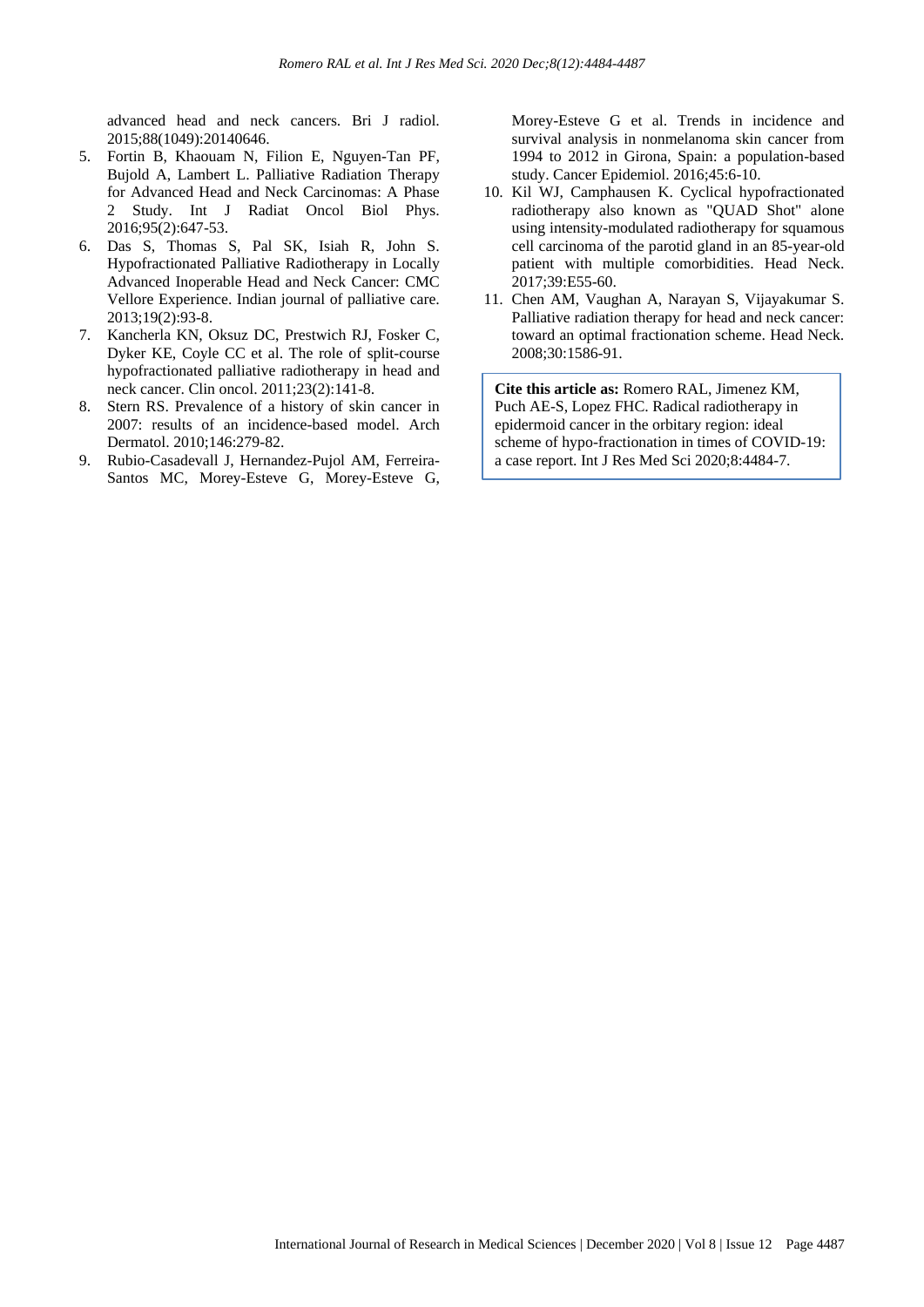advanced head and neck cancers. Bri J radiol. 2015;88(1049):20140646.

5. Fortin B, Khaouam N, Filion E, Nguyen-Tan PF, Bujold A, Lambert L. Palliative Radiation Therapy for Advanced Head and Neck Carcinomas: A Phase 2 Study. Int J Radiat Oncol Biol Phys. 2016;95(2):647-53.
6. Das S, Thomas S, Pal SK, Isiah R, John S. Hypofractionated Palliative Radiotherapy in Locally Advanced Inoperable Head and Neck Cancer: CMC Vellore Experience. Indian journal of palliative care. 2013;19(2):93-8.
7. Kancherla KN, Oksuz DC, Prestwich RJ, Fosker C, Dyker KE, Coyle CC et al. The role of split-course hypofractionated palliative radiotherapy in head and neck cancer. Clin oncol. 2011;23(2):141-8.
8. Stern RS. Prevalence of a history of skin cancer in 2007: results of an incidence-based model. Arch Dermatol. 2010;146:279-82.
9. Rubio-Casadevall J, Hernandez-Pujol AM, Ferreira-Santos MC, Morey-Esteve G, Morey-Esteve G, Morey-Esteve G et al. Trends in incidence and survival analysis in nonmelanoma skin cancer from 1994 to 2012 in Girona, Spain: a population-based study. Cancer Epidemiol. 2016;45:6-10.
10. Kil WJ, Camphausen K. Cyclical hypofractionated radiotherapy also known as "QUAD Shot" alone using intensity-modulated radiotherapy for squamous cell carcinoma of the parotid gland in an 85-year-old patient with multiple comorbidities. Head Neck. 2017;39:E55-60.
11. Chen AM, Vaughan A, Narayan S, Vijayakumar S. Palliative radiation therapy for head and neck cancer: toward an optimal fractionation scheme. Head Neck. 2008;30:1586-91.

**Cite this article as:** Romero RAL, Jimenez KM, Puch AE-S, Lopez FHC. Radical radiotherapy in epidermoid cancer in the orbitary region: ideal scheme of hypo-fractionation in times of COVID-19: a case report. Int J Res Med Sci 2020;8:4484-7.